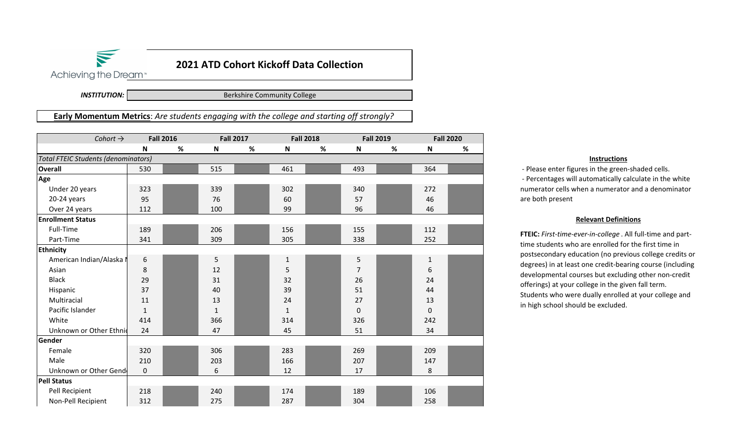Achieving the Dream™

# 2021 ATD Cohort Kickoff Data Collection

***INSTITUTION:*** Berkshire Community College

**Early Momentum Metrics**: *Are students engaging with the college and starting off strongly?*

| *Cohort →* | Fall 2016 | | Fall 2017 | | Fall 2018 | | Fall 2019 | | Fall 2020 | |
|---|---|---|---|---|---|---|---|---|---|---|
| | **N** | **%** | **N** | **%** | **N** | **%** | **N** | **%** | **N** | **%** |
| *Total FTEIC Students (denominators)* | | | | | | | | | | |
| **Overall** | 530 | | 515 | | 461 | | 493 | | 364 | |
| **Age** | | | | | | | | | | |
| Under 20 years | 323 | | 339 | | 302 | | 340 | | 272 | |
| 20-24 years | 95 | | 76 | | 60 | | 57 | | 46 | |
| Over 24 years | 112 | | 100 | | 99 | | 96 | | 46 | |
| **Enrollment Status** | | | | | | | | | | |
| Full-Time | 189 | | 206 | | 156 | | 155 | | 112 | |
| Part-Time | 341 | | 309 | | 305 | | 338 | | 252 | |
| **Ethnicity** | | | | | | | | | | |
| American Indian/Alaska N | 6 | | 5 | | 1 | | 5 | | 1 | |
| Asian | 8 | | 12 | | 5 | | 7 | | 6 | |
| Black | 29 | | 31 | | 32 | | 26 | | 24 | |
| Hispanic | 37 | | 40 | | 39 | | 51 | | 44 | |
| Multiracial | 11 | | 13 | | 24 | | 27 | | 13 | |
| Pacific Islander | 1 | | 1 | | 1 | | 0 | | 0 | |
| White | 414 | | 366 | | 314 | | 326 | | 242 | |
| Unknown or Other Ethnic | 24 | | 47 | | 45 | | 51 | | 34 | |
| **Gender** | | | | | | | | | | |
| Female | 320 | | 306 | | 283 | | 269 | | 209 | |
| Male | 210 | | 203 | | 166 | | 207 | | 147 | |
| Unknown or Other Gend | 0 | | 6 | | 12 | | 17 | | 8 | |
| **Pell Status** | | | | | | | | | | |
| Pell Recipient | 218 | | 240 | | 174 | | 189 | | 106 | |
| Non-Pell Recipient | 312 | | 275 | | 287 | | 304 | | 258 | |

**Instructions**

- Please enter figures in the green-shaded cells.
- Percentages will automatically calculate in the white numerator cells when a numerator and a denominator are both present

**Relevant Definitions**

**FTEIC:** *First-time-ever-in-college* . All full-time and part-time students who are enrolled for the first time in postsecondary education (no previous college credits or degrees) in at least one credit-bearing course (including developmental courses but excluding other non-credit offerings) at your college in the given fall term. Students who were dually enrolled at your college and in high school should be excluded.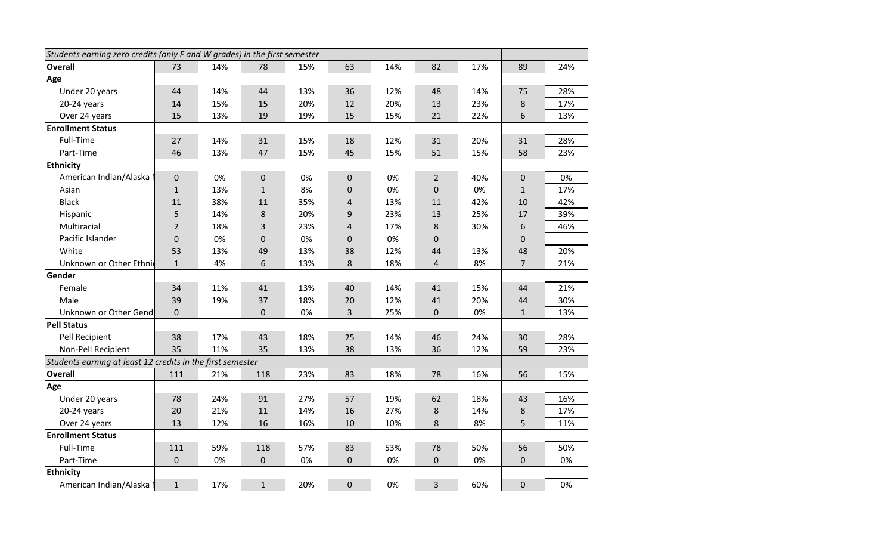| *Students earning zero credits (only F and W grades) in the first semester* | | | | | | | | | | |
|---|---|---|---|---|---|---|---|---|---|---|
| **Overall** | 73 | 14% | 78 | 15% | 63 | 14% | 82 | 17% | 89 | 24% |
| **Age** | | | | | | | | | | |
| Under 20 years | 44 | 14% | 44 | 13% | 36 | 12% | 48 | 14% | 75 | 28% |
| 20-24 years | 14 | 15% | 15 | 20% | 12 | 20% | 13 | 23% | 8 | 17% |
| Over 24 years | 15 | 13% | 19 | 19% | 15 | 15% | 21 | 22% | 6 | 13% |
| **Enrollment Status** | | | | | | | | | | |
| Full-Time | 27 | 14% | 31 | 15% | 18 | 12% | 31 | 20% | 31 | 28% |
| Part-Time | 46 | 13% | 47 | 15% | 45 | 15% | 51 | 15% | 58 | 23% |
| **Ethnicity** | | | | | | | | | | |
| American Indian/Alaska N | 0 | 0% | 0 | 0% | 0 | 0% | 2 | 40% | 0 | 0% |
| Asian | 1 | 13% | 1 | 8% | 0 | 0% | 0 | 0% | 1 | 17% |
| Black | 11 | 38% | 11 | 35% | 4 | 13% | 11 | 42% | 10 | 42% |
| Hispanic | 5 | 14% | 8 | 20% | 9 | 23% | 13 | 25% | 17 | 39% |
| Multiracial | 2 | 18% | 3 | 23% | 4 | 17% | 8 | 30% | 6 | 46% |
| Pacific Islander | 0 | 0% | 0 | 0% | 0 | 0% | 0 | | 0 | |
| White | 53 | 13% | 49 | 13% | 38 | 12% | 44 | 13% | 48 | 20% |
| Unknown or Other Ethnic | 1 | 4% | 6 | 13% | 8 | 18% | 4 | 8% | 7 | 21% |
| **Gender** | | | | | | | | | | |
| Female | 34 | 11% | 41 | 13% | 40 | 14% | 41 | 15% | 44 | 21% |
| Male | 39 | 19% | 37 | 18% | 20 | 12% | 41 | 20% | 44 | 30% |
| Unknown or Other Gender | 0 | | 0 | 0% | 3 | 25% | 0 | 0% | 1 | 13% |
| **Pell Status** | | | | | | | | | | |
| Pell Recipient | 38 | 17% | 43 | 18% | 25 | 14% | 46 | 24% | 30 | 28% |
| Non-Pell Recipient | 35 | 11% | 35 | 13% | 38 | 13% | 36 | 12% | 59 | 23% |
| *Students earning at least 12 credits in the first semester* | | | | | | | | | | |
| **Overall** | 111 | 21% | 118 | 23% | 83 | 18% | 78 | 16% | 56 | 15% |
| **Age** | | | | | | | | | | |
| Under 20 years | 78 | 24% | 91 | 27% | 57 | 19% | 62 | 18% | 43 | 16% |
| 20-24 years | 20 | 21% | 11 | 14% | 16 | 27% | 8 | 14% | 8 | 17% |
| Over 24 years | 13 | 12% | 16 | 16% | 10 | 10% | 8 | 8% | 5 | 11% |
| **Enrollment Status** | | | | | | | | | | |
| Full-Time | 111 | 59% | 118 | 57% | 83 | 53% | 78 | 50% | 56 | 50% |
| Part-Time | 0 | 0% | 0 | 0% | 0 | 0% | 0 | 0% | 0 | 0% |
| **Ethnicity** | | | | | | | | | | |
| American Indian/Alaska N | 1 | 17% | 1 | 20% | 0 | 0% | 3 | 60% | 0 | 0% |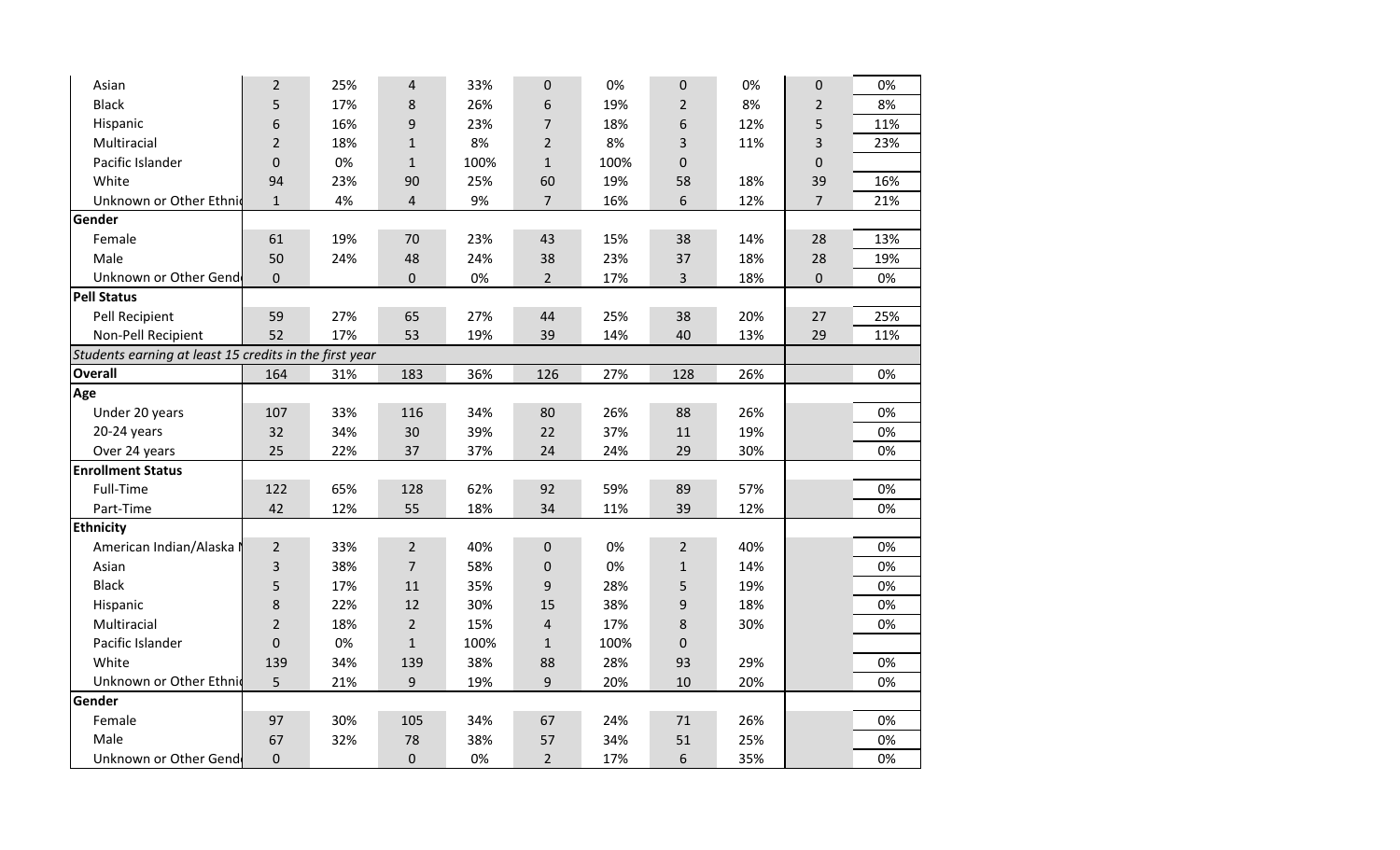| | | | | | | | | | | |
|---|---|---|---|---|---|---|---|---|---|---|
| Asian | 2 | 25% | 4 | 33% | 0 | 0% | 0 | 0% | 0 | 0% |
| Black | 5 | 17% | 8 | 26% | 6 | 19% | 2 | 8% | 2 | 8% |
| Hispanic | 6 | 16% | 9 | 23% | 7 | 18% | 6 | 12% | 5 | 11% |
| Multiracial | 2 | 18% | 1 | 8% | 2 | 8% | 3 | 11% | 3 | 23% |
| Pacific Islander | 0 | 0% | 1 | 100% | 1 | 100% | 0 | | 0 | |
| White | 94 | 23% | 90 | 25% | 60 | 19% | 58 | 18% | 39 | 16% |
| Unknown or Other Ethnic | 1 | 4% | 4 | 9% | 7 | 16% | 6 | 12% | 7 | 21% |
| **Gender** | | | | | | | | | | |
| Female | 61 | 19% | 70 | 23% | 43 | 15% | 38 | 14% | 28 | 13% |
| Male | 50 | 24% | 48 | 24% | 38 | 23% | 37 | 18% | 28 | 19% |
| Unknown or Other Gender | 0 | | 0 | 0% | 2 | 17% | 3 | 18% | 0 | 0% |
| **Pell Status** | | | | | | | | | | |
| Pell Recipient | 59 | 27% | 65 | 27% | 44 | 25% | 38 | 20% | 27 | 25% |
| Non-Pell Recipient | 52 | 17% | 53 | 19% | 39 | 14% | 40 | 13% | 29 | 11% |
| *Students earning at least 15 credits in the first year* | | | | | | | | | | |
| **Overall** | 164 | 31% | 183 | 36% | 126 | 27% | 128 | 26% | | 0% |
| **Age** | | | | | | | | | | |
| Under 20 years | 107 | 33% | 116 | 34% | 80 | 26% | 88 | 26% | | 0% |
| 20-24 years | 32 | 34% | 30 | 39% | 22 | 37% | 11 | 19% | | 0% |
| Over 24 years | 25 | 22% | 37 | 37% | 24 | 24% | 29 | 30% | | 0% |
| **Enrollment Status** | | | | | | | | | | |
| Full-Time | 122 | 65% | 128 | 62% | 92 | 59% | 89 | 57% | | 0% |
| Part-Time | 42 | 12% | 55 | 18% | 34 | 11% | 39 | 12% | | 0% |
| **Ethnicity** | | | | | | | | | | |
| American Indian/Alaska N | 2 | 33% | 2 | 40% | 0 | 0% | 2 | 40% | | 0% |
| Asian | 3 | 38% | 7 | 58% | 0 | 0% | 1 | 14% | | 0% |
| Black | 5 | 17% | 11 | 35% | 9 | 28% | 5 | 19% | | 0% |
| Hispanic | 8 | 22% | 12 | 30% | 15 | 38% | 9 | 18% | | 0% |
| Multiracial | 2 | 18% | 2 | 15% | 4 | 17% | 8 | 30% | | 0% |
| Pacific Islander | 0 | 0% | 1 | 100% | 1 | 100% | 0 | | | |
| White | 139 | 34% | 139 | 38% | 88 | 28% | 93 | 29% | | 0% |
| Unknown or Other Ethnic | 5 | 21% | 9 | 19% | 9 | 20% | 10 | 20% | | 0% |
| **Gender** | | | | | | | | | | |
| Female | 97 | 30% | 105 | 34% | 67 | 24% | 71 | 26% | | 0% |
| Male | 67 | 32% | 78 | 38% | 57 | 34% | 51 | 25% | | 0% |
| Unknown or Other Gender | 0 | | 0 | 0% | 2 | 17% | 6 | 35% | | 0% |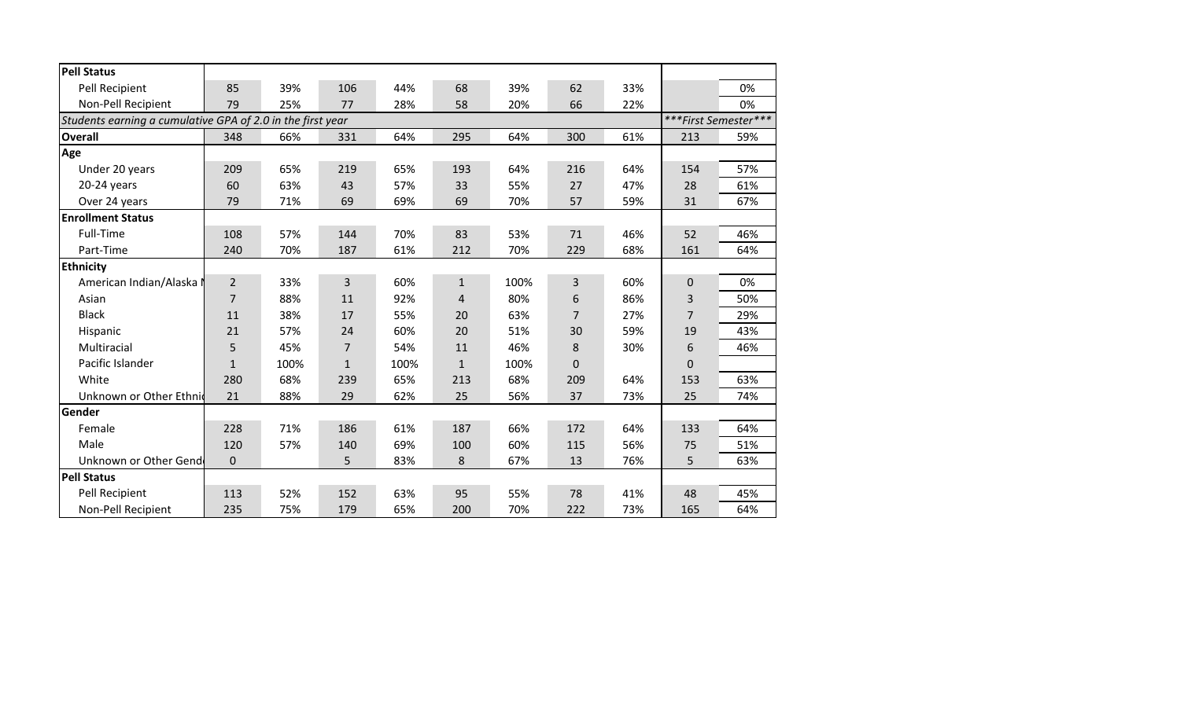| | | | | | | | | | | |
|---|---|---|---|---|---|---|---|---|---|---|
| **Pell Status** | | | | | | | | | | |
| Pell Recipient | 85 | 39% | 106 | 44% | 68 | 39% | 62 | 33% | | 0% |
| Non-Pell Recipient | 79 | 25% | 77 | 28% | 58 | 20% | 66 | 22% | | 0% |
| *Students earning a cumulative GPA of 2.0 in the first year* | | | | | | | | | *\*\*\*First Semester\*\*\** | |
| **Overall** | 348 | 66% | 331 | 64% | 295 | 64% | 300 | 61% | 213 | 59% |
| **Age** | | | | | | | | | | |
| Under 20 years | 209 | 65% | 219 | 65% | 193 | 64% | 216 | 64% | 154 | 57% |
| 20-24 years | 60 | 63% | 43 | 57% | 33 | 55% | 27 | 47% | 28 | 61% |
| Over 24 years | 79 | 71% | 69 | 69% | 69 | 70% | 57 | 59% | 31 | 67% |
| **Enrollment Status** | | | | | | | | | | |
| Full-Time | 108 | 57% | 144 | 70% | 83 | 53% | 71 | 46% | 52 | 46% |
| Part-Time | 240 | 70% | 187 | 61% | 212 | 70% | 229 | 68% | 161 | 64% |
| **Ethnicity** | | | | | | | | | | |
| American Indian/Alaska N | 2 | 33% | 3 | 60% | 1 | 100% | 3 | 60% | 0 | 0% |
| Asian | 7 | 88% | 11 | 92% | 4 | 80% | 6 | 86% | 3 | 50% |
| Black | 11 | 38% | 17 | 55% | 20 | 63% | 7 | 27% | 7 | 29% |
| Hispanic | 21 | 57% | 24 | 60% | 20 | 51% | 30 | 59% | 19 | 43% |
| Multiracial | 5 | 45% | 7 | 54% | 11 | 46% | 8 | 30% | 6 | 46% |
| Pacific Islander | 1 | 100% | 1 | 100% | 1 | 100% | 0 | | 0 | |
| White | 280 | 68% | 239 | 65% | 213 | 68% | 209 | 64% | 153 | 63% |
| Unknown or Other Ethnic | 21 | 88% | 29 | 62% | 25 | 56% | 37 | 73% | 25 | 74% |
| **Gender** | | | | | | | | | | |
| Female | 228 | 71% | 186 | 61% | 187 | 66% | 172 | 64% | 133 | 64% |
| Male | 120 | 57% | 140 | 69% | 100 | 60% | 115 | 56% | 75 | 51% |
| Unknown or Other Gend | 0 | | 5 | 83% | 8 | 67% | 13 | 76% | 5 | 63% |
| **Pell Status** | | | | | | | | | | |
| Pell Recipient | 113 | 52% | 152 | 63% | 95 | 55% | 78 | 41% | 48 | 45% |
| Non-Pell Recipient | 235 | 75% | 179 | 65% | 200 | 70% | 222 | 73% | 165 | 64% |